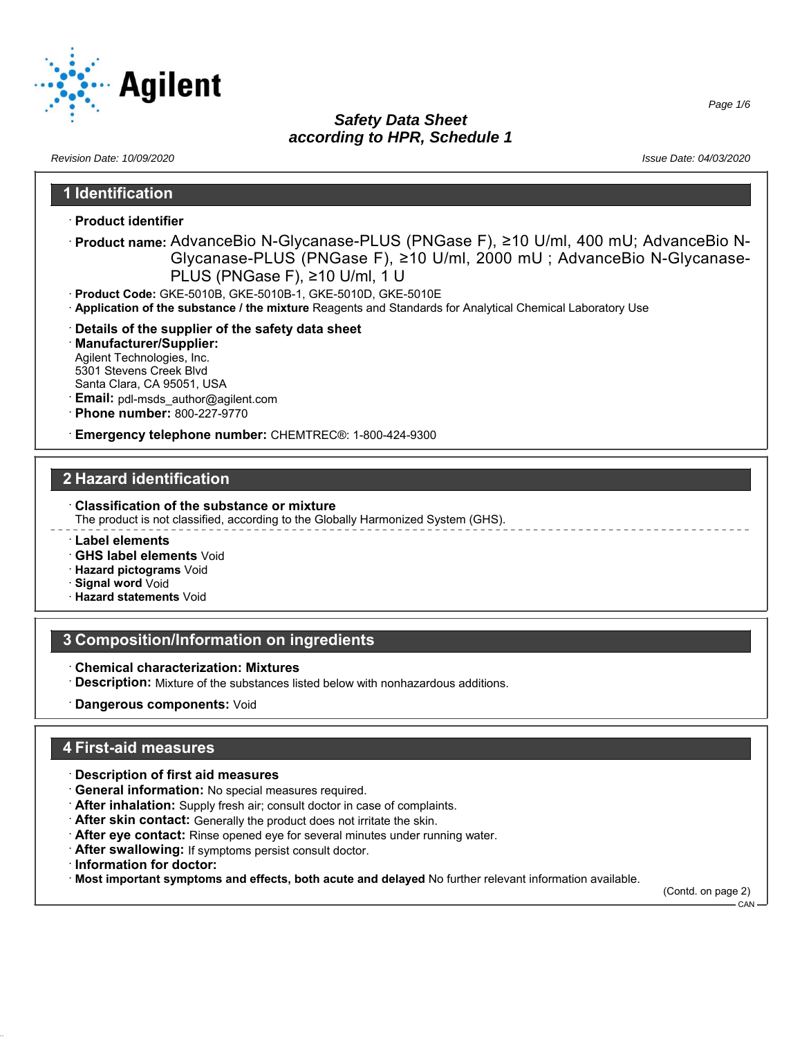# Safety Data Sheet
## according to HPR, Schedule 1

Revision Date: 10/09/2020

Issue Date: 04/03/2020

## 1 Identification

· **Product identifier**

· **Product name:** AdvanceBio N-Glycanase-PLUS (PNGase F), ≥10 U/ml, 400 mU; AdvanceBio N-Glycanase-PLUS (PNGase F), ≥10 U/ml, 2000 mU ; AdvanceBio N-Glycanase-PLUS (PNGase F), ≥10 U/ml, 1 U

· **Product Code:** GKE-5010B, GKE-5010B-1, GKE-5010D, GKE-5010E

· **Application of the substance / the mixture** Reagents and Standards for Analytical Chemical Laboratory Use

· **Details of the supplier of the safety data sheet**

· **Manufacturer/Supplier:**

Agilent Technologies, Inc.
5301 Stevens Creek Blvd
Santa Clara, CA 95051, USA

· **Email:** pdl-msds_author@agilent.com

· **Phone number:** 800-227-9770

· **Emergency telephone number:** CHEMTREC®: 1-800-424-9300

## 2 Hazard identification

· **Classification of the substance or mixture**

The product is not classified, according to the Globally Harmonized System (GHS).

· **Label elements**

· **GHS label elements** Void

· **Hazard pictograms** Void

· **Signal word** Void

· **Hazard statements** Void

## 3 Composition/Information on ingredients

· **Chemical characterization: Mixtures**

· **Description:** Mixture of the substances listed below with nonhazardous additions.

· **Dangerous components:** Void

## 4 First-aid measures

· **Description of first aid measures**

· **General information:** No special measures required.

· **After inhalation:** Supply fresh air; consult doctor in case of complaints.

· **After skin contact:** Generally the product does not irritate the skin.

· **After eye contact:** Rinse opened eye for several minutes under running water.

· **After swallowing:** If symptoms persist consult doctor.

· **Information for doctor:**

· **Most important symptoms and effects, both acute and delayed** No further relevant information available.

(Contd. on page 2)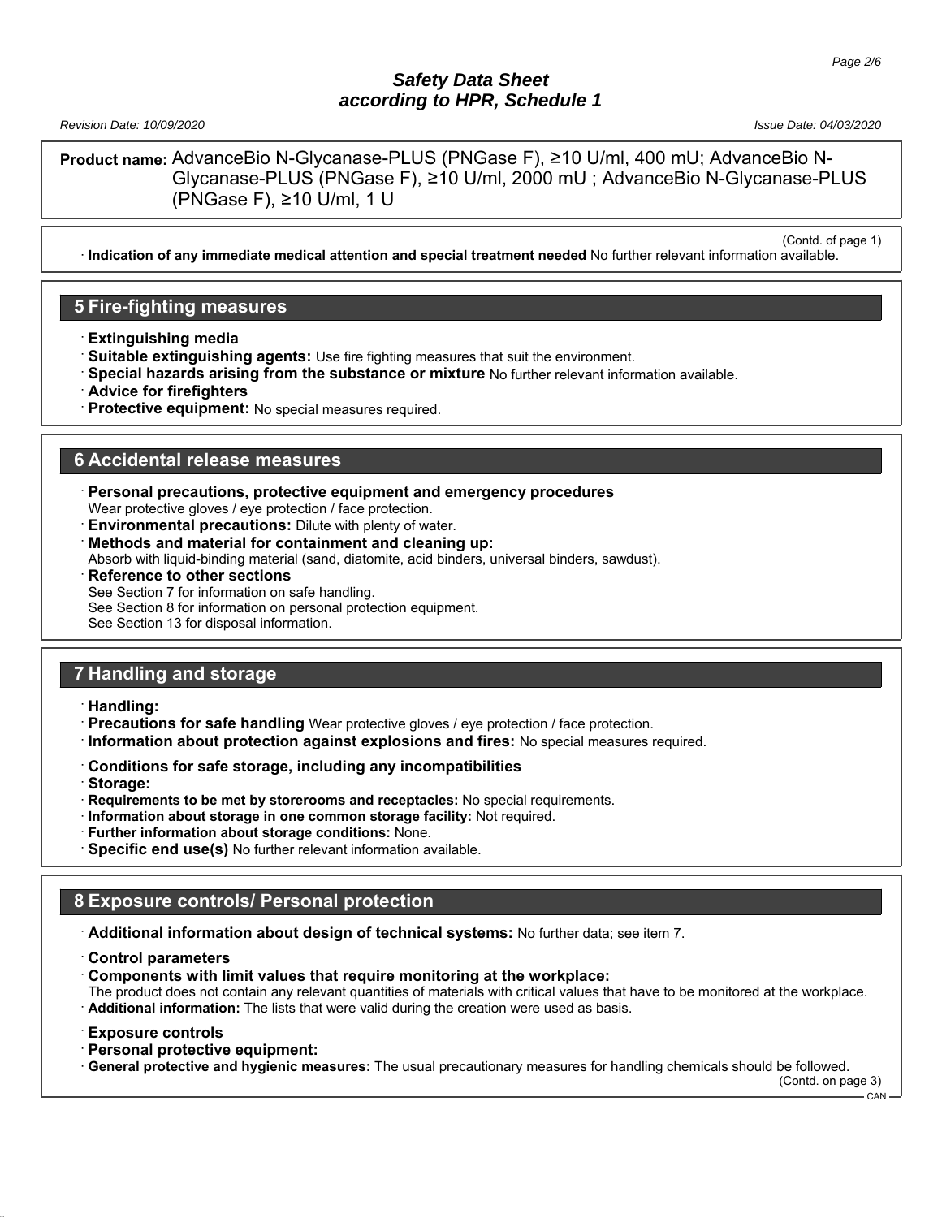**Product name:** AdvanceBio N-Glycanase-PLUS (PNGase F), ≥10 U/ml, 400 mU; AdvanceBio N-Glycanase-PLUS (PNGase F), ≥10 U/ml, 2000 mU ; AdvanceBio N-Glycanase-PLUS (PNGase F), ≥10 U/ml, 1 U

(Contd. of page 1)

· **Indication of any immediate medical attention and special treatment needed** No further relevant information available.

## 5 Fire-fighting measures

· **Extinguishing media**
· **Suitable extinguishing agents:** Use fire fighting measures that suit the environment.
· **Special hazards arising from the substance or mixture** No further relevant information available.
· **Advice for firefighters**
· **Protective equipment:** No special measures required.

## 6 Accidental release measures

· **Personal precautions, protective equipment and emergency procedures**
Wear protective gloves / eye protection / face protection.
· **Environmental precautions:** Dilute with plenty of water.
· **Methods and material for containment and cleaning up:**
Absorb with liquid-binding material (sand, diatomite, acid binders, universal binders, sawdust).
· **Reference to other sections**
See Section 7 for information on safe handling.
See Section 8 for information on personal protection equipment.
See Section 13 for disposal information.

## 7 Handling and storage

· **Handling:**
· **Precautions for safe handling** Wear protective gloves / eye protection / face protection.
· **Information about protection against explosions and fires:** No special measures required.

· **Conditions for safe storage, including any incompatibilities**
· **Storage:**
· **Requirements to be met by storerooms and receptacles:** No special requirements.
· **Information about storage in one common storage facility:** Not required.
· **Further information about storage conditions:** None.
· **Specific end use(s)** No further relevant information available.

## 8 Exposure controls/ Personal protection

· **Additional information about design of technical systems:** No further data; see item 7.

· **Control parameters**
· **Components with limit values that require monitoring at the workplace:**
The product does not contain any relevant quantities of materials with critical values that have to be monitored at the workplace.
· **Additional information:** The lists that were valid during the creation were used as basis.

· **Exposure controls**
· **Personal protective equipment:**
· **General protective and hygienic measures:** The usual precautionary measures for handling chemicals should be followed.

(Contd. on page 3)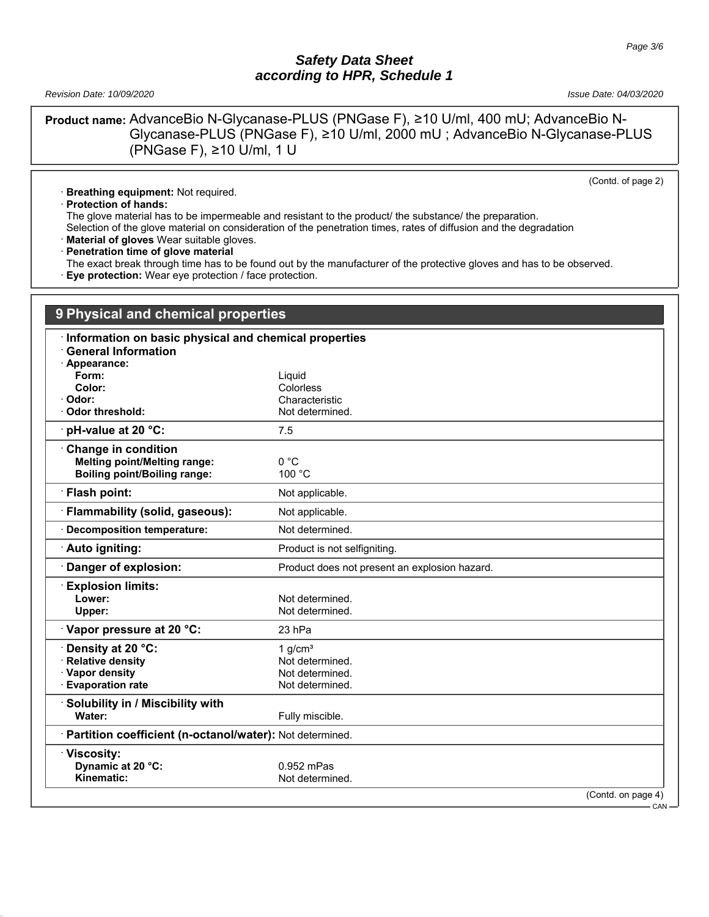**Product name:** AdvanceBio N-Glycanase-PLUS (PNGase F), ≥10 U/ml, 400 mU; AdvanceBio N-Glycanase-PLUS (PNGase F), ≥10 U/ml, 2000 mU ; AdvanceBio N-Glycanase-PLUS (PNGase F), ≥10 U/ml, 1 U

(Contd. of page 2)

· **Breathing equipment:** Not required.
· **Protection of hands:**
The glove material has to be impermeable and resistant to the product/ the substance/ the preparation.
Selection of the glove material on consideration of the penetration times, rates of diffusion and the degradation
· **Material of gloves** Wear suitable gloves.
· **Penetration time of glove material**
The exact break through time has to be found out by the manufacturer of the protective gloves and has to be observed.
· **Eye protection:** Wear eye protection / face protection.

## 9 Physical and chemical properties

· **Information on basic physical and chemical properties**
· **General Information**

| Property | Value |
|---|---|
| · **Appearance:** | |
| **Form:** | Liquid |
| **Color:** | Colorless |
| · **Odor:** | Characteristic |
| · **Odor threshold:** | Not determined. |
| · **pH-value at 20 °C:** | 7.5 |
| · **Change in condition** | |
| **Melting point/Melting range:** | 0 °C |
| **Boiling point/Boiling range:** | 100 °C |
| · **Flash point:** | Not applicable. |
| · **Flammability (solid, gaseous):** | Not applicable. |
| · **Decomposition temperature:** | Not determined. |
| · **Auto igniting:** | Product is not selfigniting. |
| · **Danger of explosion:** | Product does not present an explosion hazard. |
| · **Explosion limits:** | |
| **Lower:** | Not determined. |
| **Upper:** | Not determined. |
| · **Vapor pressure at 20 °C:** | 23 hPa |
| · **Density at 20 °C:** | 1 g/cm³ |
| · **Relative density** | Not determined. |
| · **Vapor density** | Not determined. |
| · **Evaporation rate** | Not determined. |
| · **Solubility in / Miscibility with** | |
| **Water:** | Fully miscible. |
| · **Partition coefficient (n-octanol/water):** | Not determined. |
| · **Viscosity:** | |
| **Dynamic at 20 °C:** | 0.952 mPas |
| **Kinematic:** | Not determined. |

(Contd. on page 4)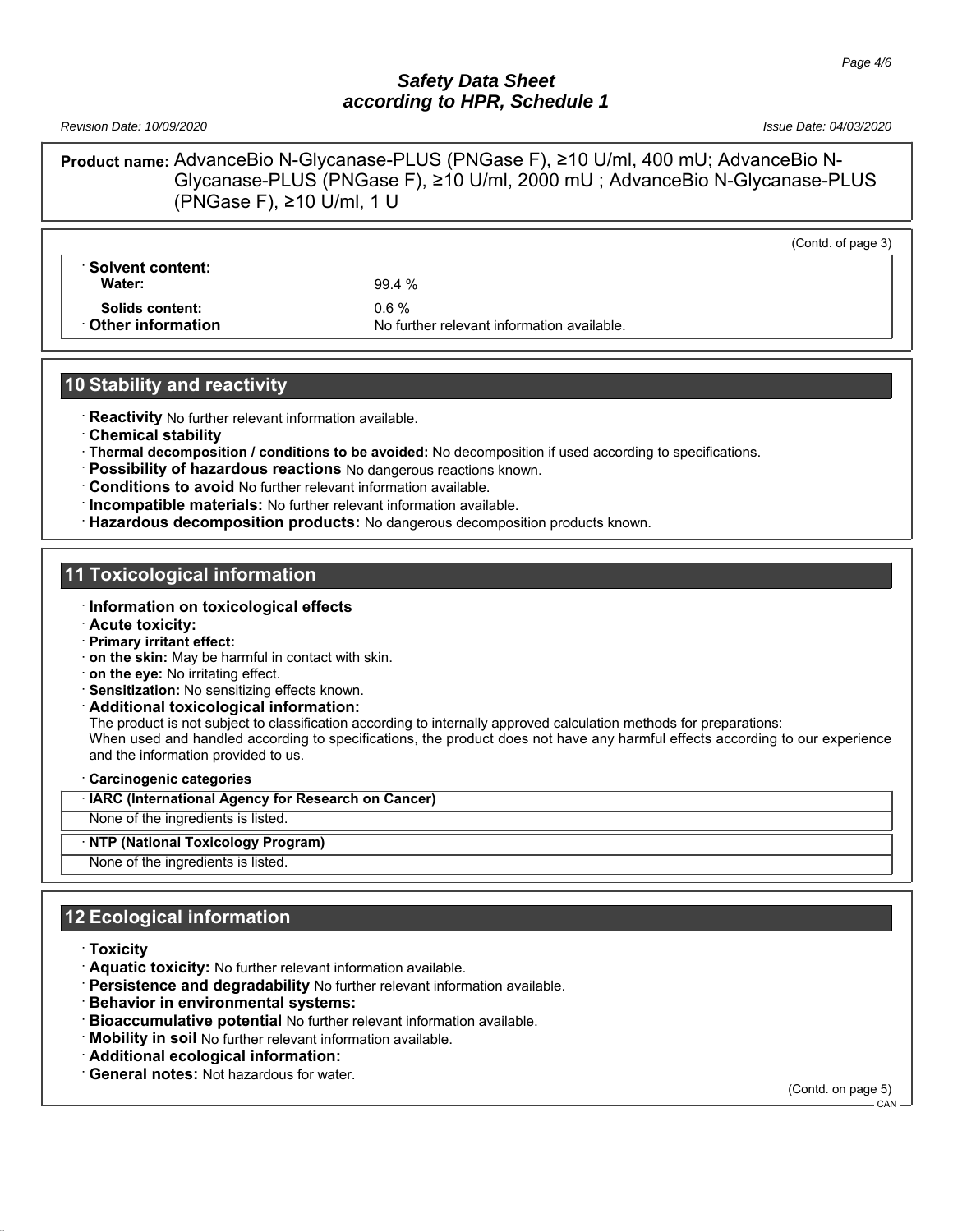**Product name:** AdvanceBio N-Glycanase-PLUS (PNGase F), ≥10 U/ml, 400 mU; AdvanceBio N-Glycanase-PLUS (PNGase F), ≥10 U/ml, 2000 mU ; AdvanceBio N-Glycanase-PLUS (PNGase F), ≥10 U/ml, 1 U

(Contd. of page 3)

| · **Solvent content:** | |
|---|---|
| **Water:** | 99.4 % |
| **Solids content:** | 0.6 % |
| · **Other information** | No further relevant information available. |

## 10 Stability and reactivity

- · **Reactivity** No further relevant information available.
- · **Chemical stability**
- · **Thermal decomposition / conditions to be avoided:** No decomposition if used according to specifications.
- · **Possibility of hazardous reactions** No dangerous reactions known.
- · **Conditions to avoid** No further relevant information available.
- · **Incompatible materials:** No further relevant information available.
- · **Hazardous decomposition products:** No dangerous decomposition products known.

## 11 Toxicological information

- · **Information on toxicological effects**
- · **Acute toxicity:**
- · **Primary irritant effect:**
- · **on the skin:** May be harmful in contact with skin.
- · **on the eye:** No irritating effect.
- · **Sensitization:** No sensitizing effects known.
- · **Additional toxicological information:**

The product is not subject to classification according to internally approved calculation methods for preparations:
When used and handled according to specifications, the product does not have any harmful effects according to our experience and the information provided to us.

· **Carcinogenic categories**

| · **IARC (International Agency for Research on Cancer)** |
|---|
| None of the ingredients is listed. |

| · **NTP (National Toxicology Program)** |
|---|
| None of the ingredients is listed. |

## 12 Ecological information

- · **Toxicity**
- · **Aquatic toxicity:** No further relevant information available.
- · **Persistence and degradability** No further relevant information available.
- · **Behavior in environmental systems:**
- · **Bioaccumulative potential** No further relevant information available.
- · **Mobility in soil** No further relevant information available.
- · **Additional ecological information:**
- · **General notes:** Not hazardous for water.

(Contd. on page 5)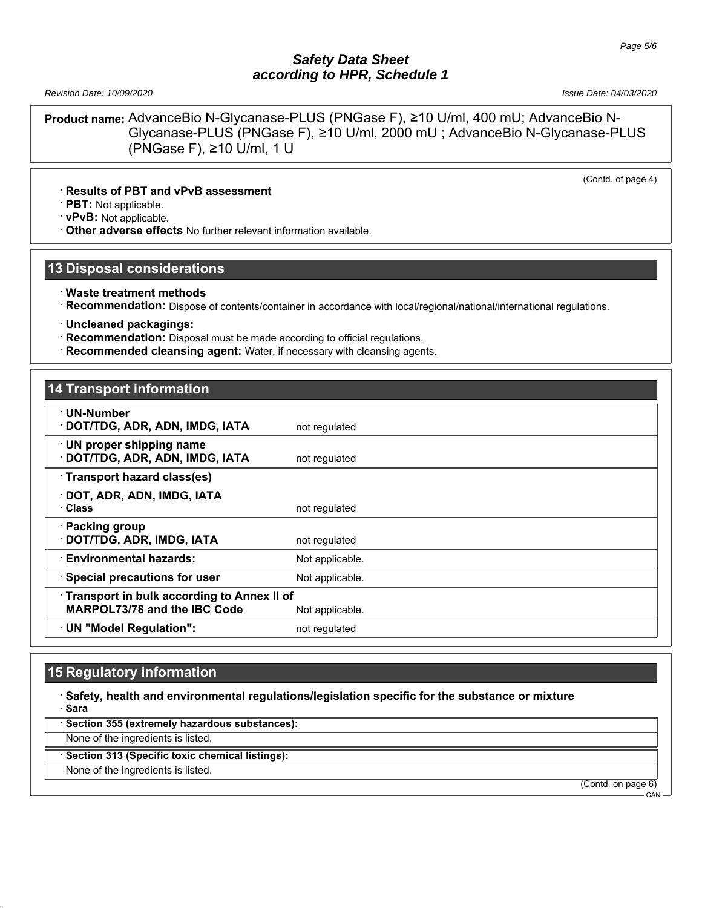**Product name:** AdvanceBio N-Glycanase-PLUS (PNGase F), ≥10 U/ml, 400 mU; AdvanceBio N-Glycanase-PLUS (PNGase F), ≥10 U/ml, 2000 mU ; AdvanceBio N-Glycanase-PLUS (PNGase F), ≥10 U/ml, 1 U

(Contd. of page 4)

· **Results of PBT and vPvB assessment**
· **PBT:** Not applicable.
· **vPvB:** Not applicable.
· **Other adverse effects** No further relevant information available.

## 13 Disposal considerations

· **Waste treatment methods**
· **Recommendation:** Dispose of contents/container in accordance with local/regional/national/international regulations.

· **Uncleaned packagings:**
· **Recommendation:** Disposal must be made according to official regulations.
· **Recommended cleansing agent:** Water, if necessary with cleansing agents.

## 14 Transport information

| | |
|---|---|
| · **UN-Number**<br>· **DOT/TDG, ADR, ADN, IMDG, IATA** | not regulated |
| · **UN proper shipping name**<br>· **DOT/TDG, ADR, ADN, IMDG, IATA** | not regulated |
| · **Transport hazard class(es)**<br>· **DOT, ADR, ADN, IMDG, IATA**<br>· **Class** | not regulated |
| · **Packing group**<br>· **DOT/TDG, ADR, IMDG, IATA** | not regulated |
| · **Environmental hazards:** | Not applicable. |
| · **Special precautions for user** | Not applicable. |
| · **Transport in bulk according to Annex II of MARPOL73/78 and the IBC Code** | Not applicable. |
| · **UN "Model Regulation":** | not regulated |

## 15 Regulatory information

· **Safety, health and environmental regulations/legislation specific for the substance or mixture**
· **Sara**

| · **Section 355 (extremely hazardous substances):** |
|---|
| None of the ingredients is listed. |

| · **Section 313 (Specific toxic chemical listings):** |
|---|
| None of the ingredients is listed. |

(Contd. on page 6)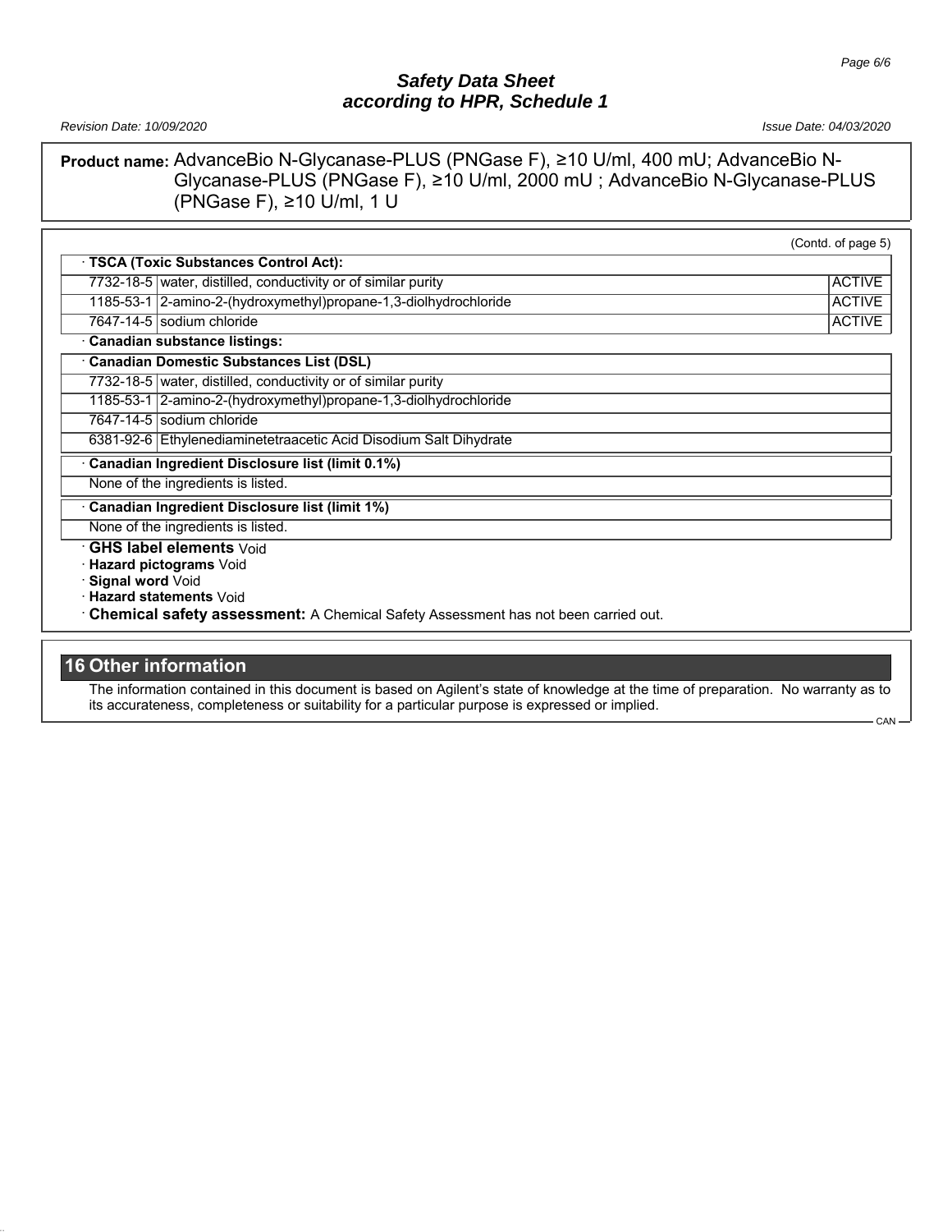**Product name:** AdvanceBio N-Glycanase-PLUS (PNGase F), ≥10 U/ml, 400 mU; AdvanceBio N-Glycanase-PLUS (PNGase F), ≥10 U/ml, 2000 mU ; AdvanceBio N-Glycanase-PLUS (PNGase F), ≥10 U/ml, 1 U

(Contd. of page 5)

· **TSCA (Toxic Substances Control Act):**

| | | |
|---|---|---|
| 7732-18-5 | water, distilled, conductivity or of similar purity | ACTIVE |
| 1185-53-1 | 2-amino-2-(hydroxymethyl)propane-1,3-diolhydrochloride | ACTIVE |
| 7647-14-5 | sodium chloride | ACTIVE |

· **Canadian substance listings:**

· **Canadian Domestic Substances List (DSL)**

| | |
|---|---|
| 7732-18-5 | water, distilled, conductivity or of similar purity |
| 1185-53-1 | 2-amino-2-(hydroxymethyl)propane-1,3-diolhydrochloride |
| 7647-14-5 | sodium chloride |
| 6381-92-6 | Ethylenediaminetetraacetic Acid Disodium Salt Dihydrate |

· **Canadian Ingredient Disclosure list (limit 0.1%)**

None of the ingredients is listed.

· **Canadian Ingredient Disclosure list (limit 1%)**

None of the ingredients is listed.

· **GHS label elements** Void
· **Hazard pictograms** Void
· **Signal word** Void
· **Hazard statements** Void
· **Chemical safety assessment:** A Chemical Safety Assessment has not been carried out.

## 16 Other information

The information contained in this document is based on Agilent's state of knowledge at the time of preparation. No warranty as to its accurateness, completeness or suitability for a particular purpose is expressed or implied.